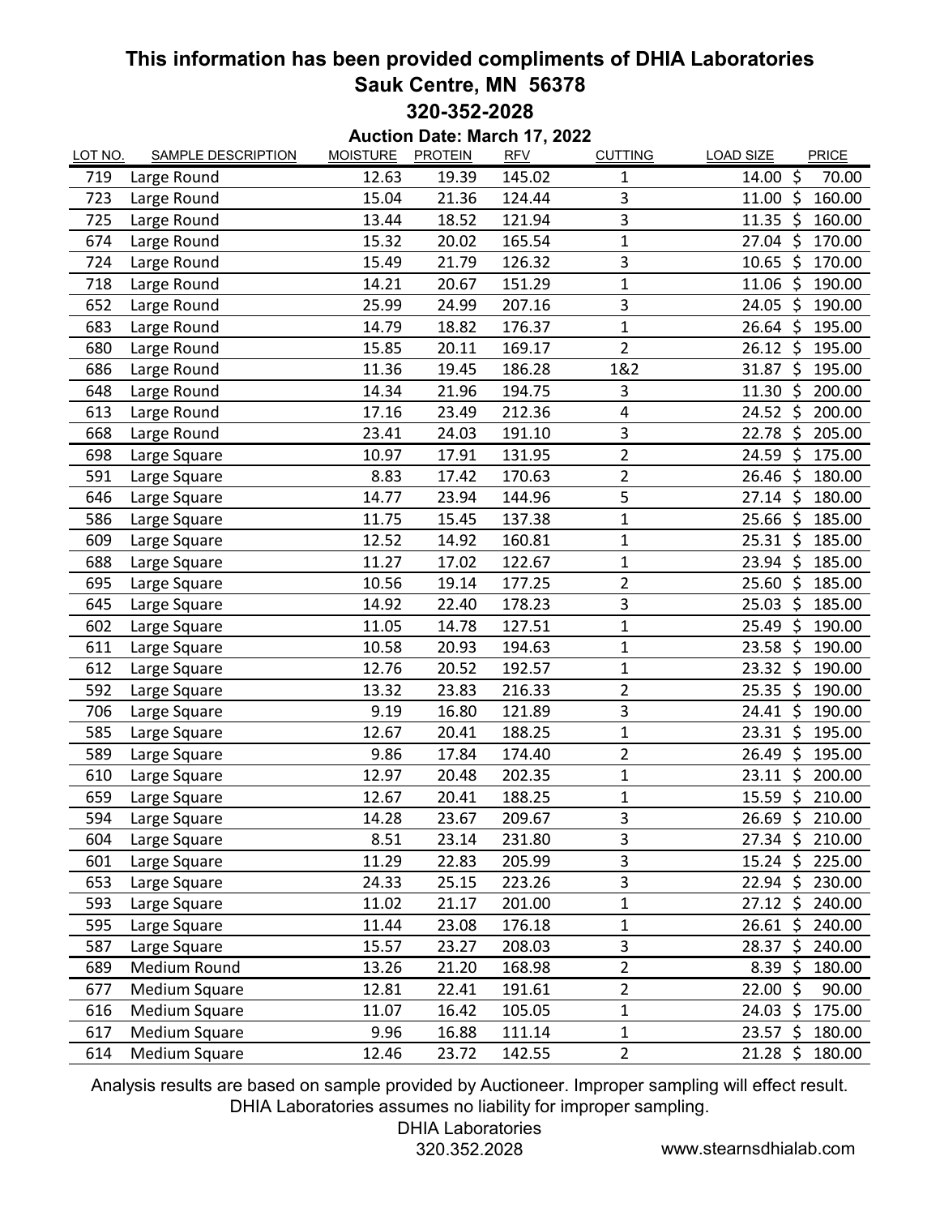# This information has been provided compliments of DHIA Laboratories
# Sauk Centre, MN 56378
# 320-352-2028

**Auction Date: March 17, 2022**

| LOT NO. | SAMPLE DESCRIPTION | MOISTURE | PROTEIN | RFV | CUTTING | LOAD SIZE | PRICE |
|---|---|---|---|---|---|---|---|
| 719 | Large Round | 12.63 | 19.39 | 145.02 | 1 | 14.00 | $ 70.00 |
| 723 | Large Round | 15.04 | 21.36 | 124.44 | 3 | 11.00 | $ 160.00 |
| 725 | Large Round | 13.44 | 18.52 | 121.94 | 3 | 11.35 | $ 160.00 |
| 674 | Large Round | 15.32 | 20.02 | 165.54 | 1 | 27.04 | $ 170.00 |
| 724 | Large Round | 15.49 | 21.79 | 126.32 | 3 | 10.65 | $ 170.00 |
| 718 | Large Round | 14.21 | 20.67 | 151.29 | 1 | 11.06 | $ 190.00 |
| 652 | Large Round | 25.99 | 24.99 | 207.16 | 3 | 24.05 | $ 190.00 |
| 683 | Large Round | 14.79 | 18.82 | 176.37 | 1 | 26.64 | $ 195.00 |
| 680 | Large Round | 15.85 | 20.11 | 169.17 | 2 | 26.12 | $ 195.00 |
| 686 | Large Round | 11.36 | 19.45 | 186.28 | 1&2 | 31.87 | $ 195.00 |
| 648 | Large Round | 14.34 | 21.96 | 194.75 | 3 | 11.30 | $ 200.00 |
| 613 | Large Round | 17.16 | 23.49 | 212.36 | 4 | 24.52 | $ 200.00 |
| 668 | Large Round | 23.41 | 24.03 | 191.10 | 3 | 22.78 | $ 205.00 |
| 698 | Large Square | 10.97 | 17.91 | 131.95 | 2 | 24.59 | $ 175.00 |
| 591 | Large Square | 8.83 | 17.42 | 170.63 | 2 | 26.46 | $ 180.00 |
| 646 | Large Square | 14.77 | 23.94 | 144.96 | 5 | 27.14 | $ 180.00 |
| 586 | Large Square | 11.75 | 15.45 | 137.38 | 1 | 25.66 | $ 185.00 |
| 609 | Large Square | 12.52 | 14.92 | 160.81 | 1 | 25.31 | $ 185.00 |
| 688 | Large Square | 11.27 | 17.02 | 122.67 | 1 | 23.94 | $ 185.00 |
| 695 | Large Square | 10.56 | 19.14 | 177.25 | 2 | 25.60 | $ 185.00 |
| 645 | Large Square | 14.92 | 22.40 | 178.23 | 3 | 25.03 | $ 185.00 |
| 602 | Large Square | 11.05 | 14.78 | 127.51 | 1 | 25.49 | $ 190.00 |
| 611 | Large Square | 10.58 | 20.93 | 194.63 | 1 | 23.58 | $ 190.00 |
| 612 | Large Square | 12.76 | 20.52 | 192.57 | 1 | 23.32 | $ 190.00 |
| 592 | Large Square | 13.32 | 23.83 | 216.33 | 2 | 25.35 | $ 190.00 |
| 706 | Large Square | 9.19 | 16.80 | 121.89 | 3 | 24.41 | $ 190.00 |
| 585 | Large Square | 12.67 | 20.41 | 188.25 | 1 | 23.31 | $ 195.00 |
| 589 | Large Square | 9.86 | 17.84 | 174.40 | 2 | 26.49 | $ 195.00 |
| 610 | Large Square | 12.97 | 20.48 | 202.35 | 1 | 23.11 | $ 200.00 |
| 659 | Large Square | 12.67 | 20.41 | 188.25 | 1 | 15.59 | $ 210.00 |
| 594 | Large Square | 14.28 | 23.67 | 209.67 | 3 | 26.69 | $ 210.00 |
| 604 | Large Square | 8.51 | 23.14 | 231.80 | 3 | 27.34 | $ 210.00 |
| 601 | Large Square | 11.29 | 22.83 | 205.99 | 3 | 15.24 | $ 225.00 |
| 653 | Large Square | 24.33 | 25.15 | 223.26 | 3 | 22.94 | $ 230.00 |
| 593 | Large Square | 11.02 | 21.17 | 201.00 | 1 | 27.12 | $ 240.00 |
| 595 | Large Square | 11.44 | 23.08 | 176.18 | 1 | 26.61 | $ 240.00 |
| 587 | Large Square | 15.57 | 23.27 | 208.03 | 3 | 28.37 | $ 240.00 |
| 689 | Medium Round | 13.26 | 21.20 | 168.98 | 2 | 8.39 | $ 180.00 |
| 677 | Medium Square | 12.81 | 22.41 | 191.61 | 2 | 22.00 | $ 90.00 |
| 616 | Medium Square | 11.07 | 16.42 | 105.05 | 1 | 24.03 | $ 175.00 |
| 617 | Medium Square | 9.96 | 16.88 | 111.14 | 1 | 23.57 | $ 180.00 |
| 614 | Medium Square | 12.46 | 23.72 | 142.55 | 2 | 21.28 | $ 180.00 |

Analysis results are based on sample provided by Auctioneer. Improper sampling will effect result.
DHIA Laboratories assumes no liability for improper sampling.

DHIA Laboratories
320.352.2028

www.stearnsdhialab.com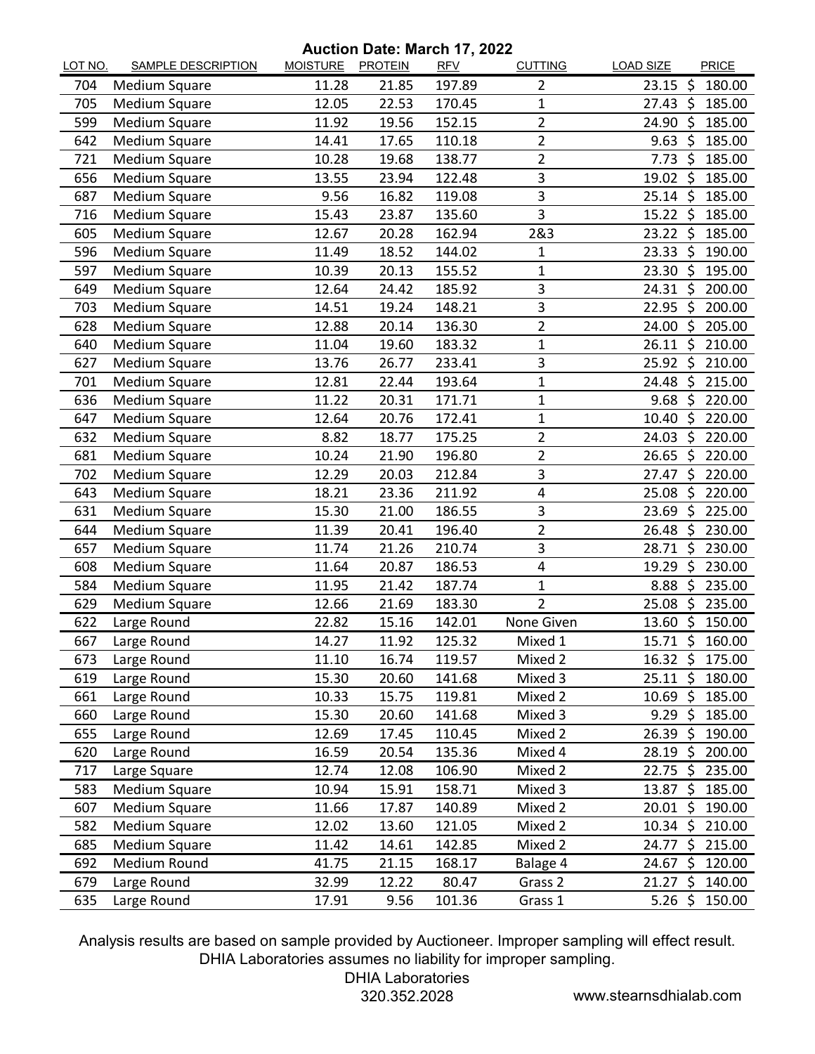**Auction Date: March 17, 2022**

| LOT NO. | SAMPLE DESCRIPTION | MOISTURE | PROTEIN | RFV | CUTTING | LOAD SIZE | PRICE |
|---|---|---|---|---|---|---|---|
| 704 | Medium Square | 11.28 | 21.85 | 197.89 | 2 | 23.15 | $ 180.00 |
| 705 | Medium Square | 12.05 | 22.53 | 170.45 | 1 | 27.43 | $ 185.00 |
| 599 | Medium Square | 11.92 | 19.56 | 152.15 | 2 | 24.90 | $ 185.00 |
| 642 | Medium Square | 14.41 | 17.65 | 110.18 | 2 | 9.63 | $ 185.00 |
| 721 | Medium Square | 10.28 | 19.68 | 138.77 | 2 | 7.73 | $ 185.00 |
| 656 | Medium Square | 13.55 | 23.94 | 122.48 | 3 | 19.02 | $ 185.00 |
| 687 | Medium Square | 9.56 | 16.82 | 119.08 | 3 | 25.14 | $ 185.00 |
| 716 | Medium Square | 15.43 | 23.87 | 135.60 | 3 | 15.22 | $ 185.00 |
| 605 | Medium Square | 12.67 | 20.28 | 162.94 | 2&3 | 23.22 | $ 185.00 |
| 596 | Medium Square | 11.49 | 18.52 | 144.02 | 1 | 23.33 | $ 190.00 |
| 597 | Medium Square | 10.39 | 20.13 | 155.52 | 1 | 23.30 | $ 195.00 |
| 649 | Medium Square | 12.64 | 24.42 | 185.92 | 3 | 24.31 | $ 200.00 |
| 703 | Medium Square | 14.51 | 19.24 | 148.21 | 3 | 22.95 | $ 200.00 |
| 628 | Medium Square | 12.88 | 20.14 | 136.30 | 2 | 24.00 | $ 205.00 |
| 640 | Medium Square | 11.04 | 19.60 | 183.32 | 1 | 26.11 | $ 210.00 |
| 627 | Medium Square | 13.76 | 26.77 | 233.41 | 3 | 25.92 | $ 210.00 |
| 701 | Medium Square | 12.81 | 22.44 | 193.64 | 1 | 24.48 | $ 215.00 |
| 636 | Medium Square | 11.22 | 20.31 | 171.71 | 1 | 9.68 | $ 220.00 |
| 647 | Medium Square | 12.64 | 20.76 | 172.41 | 1 | 10.40 | $ 220.00 |
| 632 | Medium Square | 8.82 | 18.77 | 175.25 | 2 | 24.03 | $ 220.00 |
| 681 | Medium Square | 10.24 | 21.90 | 196.80 | 2 | 26.65 | $ 220.00 |
| 702 | Medium Square | 12.29 | 20.03 | 212.84 | 3 | 27.47 | $ 220.00 |
| 643 | Medium Square | 18.21 | 23.36 | 211.92 | 4 | 25.08 | $ 220.00 |
| 631 | Medium Square | 15.30 | 21.00 | 186.55 | 3 | 23.69 | $ 225.00 |
| 644 | Medium Square | 11.39 | 20.41 | 196.40 | 2 | 26.48 | $ 230.00 |
| 657 | Medium Square | 11.74 | 21.26 | 210.74 | 3 | 28.71 | $ 230.00 |
| 608 | Medium Square | 11.64 | 20.87 | 186.53 | 4 | 19.29 | $ 230.00 |
| 584 | Medium Square | 11.95 | 21.42 | 187.74 | 1 | 8.88 | $ 235.00 |
| 629 | Medium Square | 12.66 | 21.69 | 183.30 | 2 | 25.08 | $ 235.00 |
| 622 | Large Round | 22.82 | 15.16 | 142.01 | None Given | 13.60 | $ 150.00 |
| 667 | Large Round | 14.27 | 11.92 | 125.32 | Mixed 1 | 15.71 | $ 160.00 |
| 673 | Large Round | 11.10 | 16.74 | 119.57 | Mixed 2 | 16.32 | $ 175.00 |
| 619 | Large Round | 15.30 | 20.60 | 141.68 | Mixed 3 | 25.11 | $ 180.00 |
| 661 | Large Round | 10.33 | 15.75 | 119.81 | Mixed 2 | 10.69 | $ 185.00 |
| 660 | Large Round | 15.30 | 20.60 | 141.68 | Mixed 3 | 9.29 | $ 185.00 |
| 655 | Large Round | 12.69 | 17.45 | 110.45 | Mixed 2 | 26.39 | $ 190.00 |
| 620 | Large Round | 16.59 | 20.54 | 135.36 | Mixed 4 | 28.19 | $ 200.00 |
| 717 | Large Square | 12.74 | 12.08 | 106.90 | Mixed 2 | 22.75 | $ 235.00 |
| 583 | Medium Square | 10.94 | 15.91 | 158.71 | Mixed 3 | 13.87 | $ 185.00 |
| 607 | Medium Square | 11.66 | 17.87 | 140.89 | Mixed 2 | 20.01 | $ 190.00 |
| 582 | Medium Square | 12.02 | 13.60 | 121.05 | Mixed 2 | 10.34 | $ 210.00 |
| 685 | Medium Square | 11.42 | 14.61 | 142.85 | Mixed 2 | 24.77 | $ 215.00 |
| 692 | Medium Round | 41.75 | 21.15 | 168.17 | Balage 4 | 24.67 | $ 120.00 |
| 679 | Large Round | 32.99 | 12.22 | 80.47 | Grass 2 | 21.27 | $ 140.00 |
| 635 | Large Round | 17.91 | 9.56 | 101.36 | Grass 1 | 5.26 | $ 150.00 |

Analysis results are based on sample provided by Auctioneer. Improper sampling will effect result.
DHIA Laboratories assumes no liability for improper sampling.

DHIA Laboratories
320.352.2028

www.stearnsdhialab.com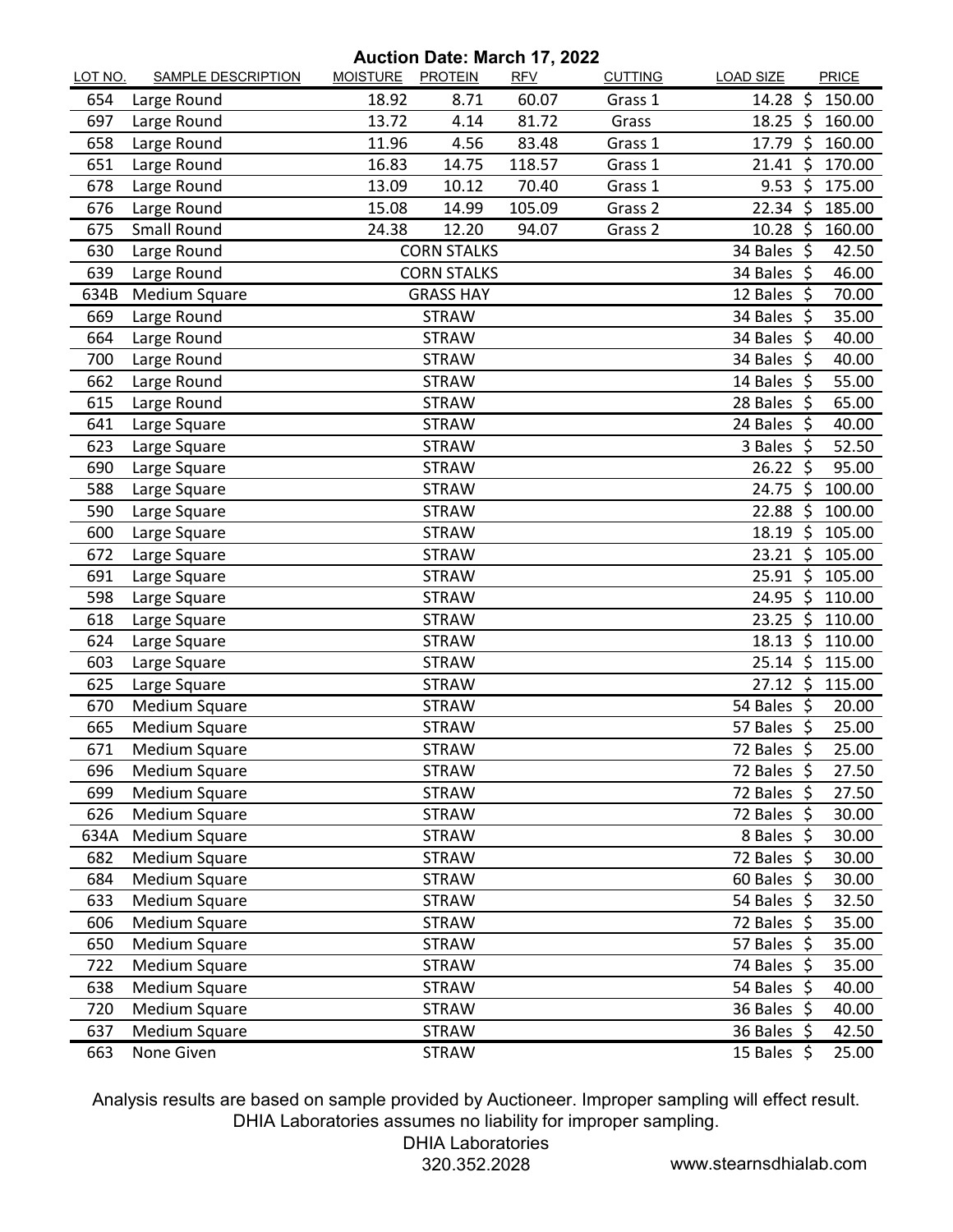## Auction Date: March 17, 2022

| LOT NO. | SAMPLE DESCRIPTION | MOISTURE | PROTEIN | RFV | CUTTING | LOAD SIZE | PRICE |
|---|---|---|---|---|---|---|---|
| 654 | Large Round | 18.92 | 8.71 | 60.07 | Grass 1 | 14.28 | $ 150.00 |
| 697 | Large Round | 13.72 | 4.14 | 81.72 | Grass | 18.25 | $ 160.00 |
| 658 | Large Round | 11.96 | 4.56 | 83.48 | Grass 1 | 17.79 | $ 160.00 |
| 651 | Large Round | 16.83 | 14.75 | 118.57 | Grass 1 | 21.41 | $ 170.00 |
| 678 | Large Round | 13.09 | 10.12 | 70.40 | Grass 1 | 9.53 | $ 175.00 |
| 676 | Large Round | 15.08 | 14.99 | 105.09 | Grass 2 | 22.34 | $ 185.00 |
| 675 | Small Round | 24.38 | 12.20 | 94.07 | Grass 2 | 10.28 | $ 160.00 |
| 630 | Large Round | | CORN STALKS | | | 34 Bales | $ 42.50 |
| 639 | Large Round | | CORN STALKS | | | 34 Bales | $ 46.00 |
| 634B | Medium Square | | GRASS HAY | | | 12 Bales | $ 70.00 |
| 669 | Large Round | | STRAW | | | 34 Bales | $ 35.00 |
| 664 | Large Round | | STRAW | | | 34 Bales | $ 40.00 |
| 700 | Large Round | | STRAW | | | 34 Bales | $ 40.00 |
| 662 | Large Round | | STRAW | | | 14 Bales | $ 55.00 |
| 615 | Large Round | | STRAW | | | 28 Bales | $ 65.00 |
| 641 | Large Square | | STRAW | | | 24 Bales | $ 40.00 |
| 623 | Large Square | | STRAW | | | 3 Bales | $ 52.50 |
| 690 | Large Square | | STRAW | | | 26.22 | $ 95.00 |
| 588 | Large Square | | STRAW | | | 24.75 | $ 100.00 |
| 590 | Large Square | | STRAW | | | 22.88 | $ 100.00 |
| 600 | Large Square | | STRAW | | | 18.19 | $ 105.00 |
| 672 | Large Square | | STRAW | | | 23.21 | $ 105.00 |
| 691 | Large Square | | STRAW | | | 25.91 | $ 105.00 |
| 598 | Large Square | | STRAW | | | 24.95 | $ 110.00 |
| 618 | Large Square | | STRAW | | | 23.25 | $ 110.00 |
| 624 | Large Square | | STRAW | | | 18.13 | $ 110.00 |
| 603 | Large Square | | STRAW | | | 25.14 | $ 115.00 |
| 625 | Large Square | | STRAW | | | 27.12 | $ 115.00 |
| 670 | Medium Square | | STRAW | | | 54 Bales | $ 20.00 |
| 665 | Medium Square | | STRAW | | | 57 Bales | $ 25.00 |
| 671 | Medium Square | | STRAW | | | 72 Bales | $ 25.00 |
| 696 | Medium Square | | STRAW | | | 72 Bales | $ 27.50 |
| 699 | Medium Square | | STRAW | | | 72 Bales | $ 27.50 |
| 626 | Medium Square | | STRAW | | | 72 Bales | $ 30.00 |
| 634A | Medium Square | | STRAW | | | 8 Bales | $ 30.00 |
| 682 | Medium Square | | STRAW | | | 72 Bales | $ 30.00 |
| 684 | Medium Square | | STRAW | | | 60 Bales | $ 30.00 |
| 633 | Medium Square | | STRAW | | | 54 Bales | $ 32.50 |
| 606 | Medium Square | | STRAW | | | 72 Bales | $ 35.00 |
| 650 | Medium Square | | STRAW | | | 57 Bales | $ 35.00 |
| 722 | Medium Square | | STRAW | | | 74 Bales | $ 35.00 |
| 638 | Medium Square | | STRAW | | | 54 Bales | $ 40.00 |
| 720 | Medium Square | | STRAW | | | 36 Bales | $ 40.00 |
| 637 | Medium Square | | STRAW | | | 36 Bales | $ 42.50 |
| 663 | None Given | | STRAW | | | 15 Bales | $ 25.00 |

Analysis results are based on sample provided by Auctioneer. Improper sampling will effect result. DHIA Laboratories assumes no liability for improper sampling.

DHIA Laboratories
320.352.2028

www.stearnsdhialab.com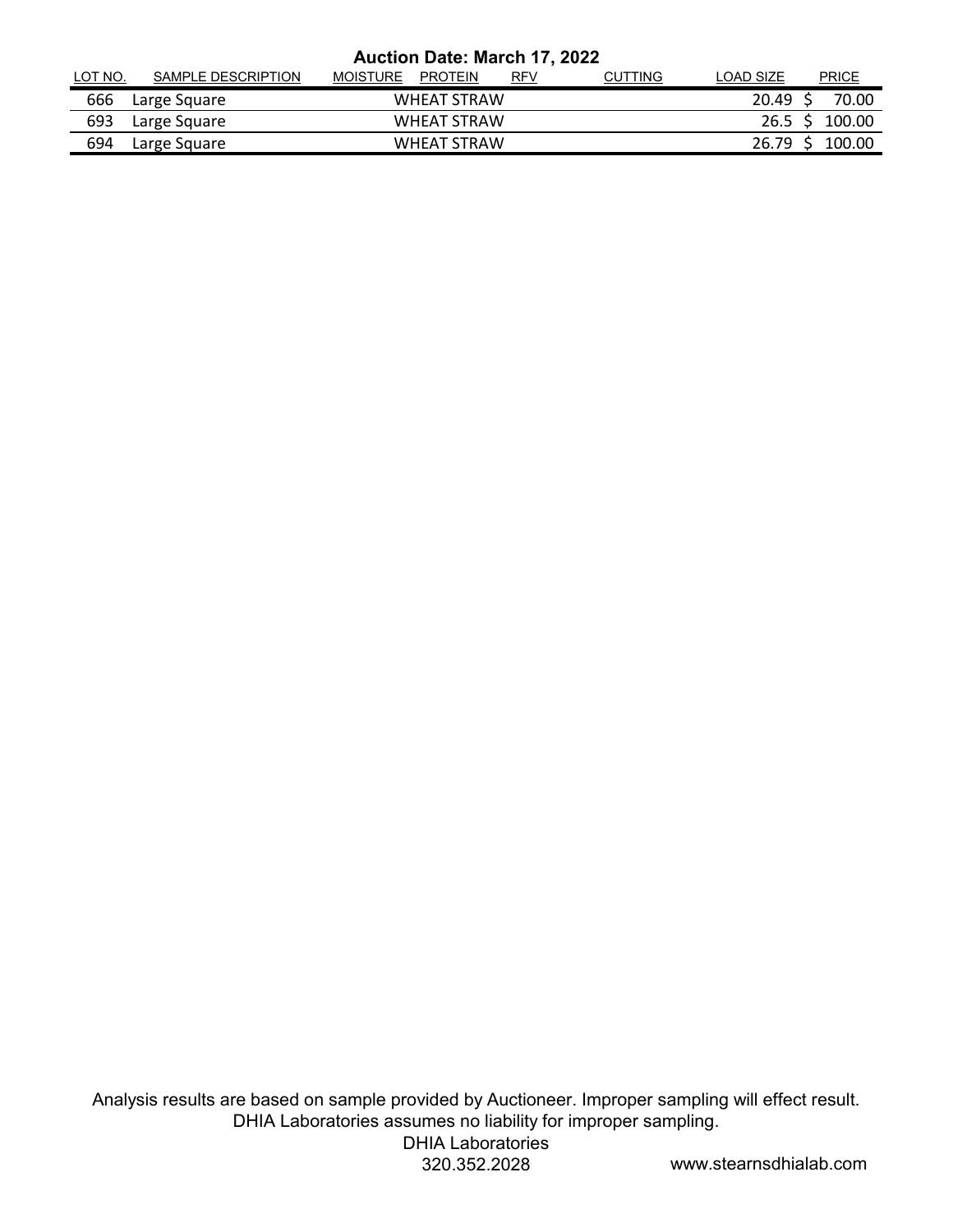**Auction Date: March 17, 2022**

| LOT NO. | SAMPLE DESCRIPTION | MOISTURE | PROTEIN | RFV | CUTTING | LOAD SIZE | PRICE |
|---|---|---|---|---|---|---|---|
| 666 | Large Square | | WHEAT STRAW | | | 20.49 | $ 70.00 |
| 693 | Large Square | | WHEAT STRAW | | | 26.5 | $ 100.00 |
| 694 | Large Square | | WHEAT STRAW | | | 26.79 | $ 100.00 |

Analysis results are based on sample provided by Auctioneer. Improper sampling will effect result.
DHIA Laboratories assumes no liability for improper sampling.

DHIA Laboratories
320.352.2028

www.stearnsdhialab.com